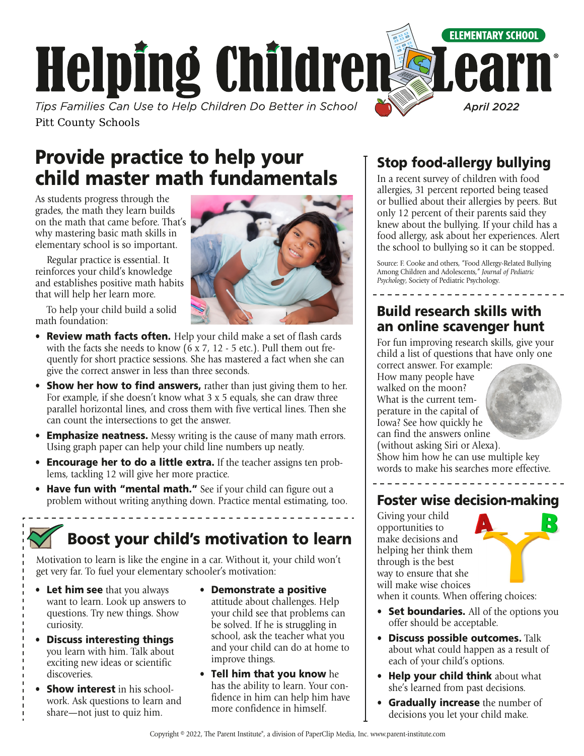# Helping Children Learn

ELEMENTARY SCHOOL

*Tips Families Can Use to Help Children Do Better in School*

*April 2022*

Pitt County Schools

## Provide practice to help your child master math fundamentals

As students progress through the grades, the math they learn builds on the math that came before. That's why mastering basic math skills in elementary school is so important.

Regular practice is essential. It reinforces your child's knowledge and establishes positive math habits that will help her learn more.

To help your child build a solid math foundation:

- **Review math facts often.** Help your child make a set of flash cards with the facts she needs to know (6 x 7, 12 - 5 etc.). Pull them out frequently for short practice sessions. She has mastered a fact when she can give the correct answer in less than three seconds.
- **Show her how to find answers,** rather than just giving them to her. For example, if she doesn't know what 3 x 5 equals, she can draw three parallel horizontal lines, and cross them with five vertical lines. Then she can count the intersections to get the answer.
- **Emphasize neatness.** Messy writing is the cause of many math errors. Using graph paper can help your child line numbers up neatly.
- **Encourage her to do a little extra.** If the teacher assigns ten problems, tackling 12 will give her more practice.
- **Have fun with "mental math."** See if your child can figure out a problem without writing anything down. Practice mental estimating, too.

## Boost your child's motivation to learn

Motivation to learn is like the engine in a car. Without it, your child won't get very far. To fuel your elementary schooler's motivation:

- **Let him see** that you always want to learn. Look up answers to questions. Try new things. Show curiosity.
- **Discuss interesting things** you learn with him. Talk about exciting new ideas or scientific discoveries.
- **Show interest** in his schoolwork. Ask questions to learn and share—not just to quiz him.
- **Demonstrate a positive** attitude about challenges. Help your child see that problems can be solved. If he is struggling in school, ask the teacher what you and your child can do at home to improve things.
- **Tell him that you know** he has the ability to learn. Your confidence in him can help him have more confidence in himself.

## Stop food-allergy bullying

In a recent survey of children with food allergies, 31 percent reported being teased or bullied about their allergies by peers. But only 12 percent of their parents said they knew about the bullying. If your child has a food allergy, ask about her experiences. Alert the school to bullying so it can be stopped.

Source: F. Cooke and others, "Food Allergy-Related Bullying Among Children and Adolescents," *Journal of Pediatric Psychology*, Society of Pediatric Psychology.

## Build research skills with an online scavenger hunt

For fun improving research skills, give your child a list of questions that have only one correct answer. For example: How many people have walked on the moon? What is the current temperature in the capital of Iowa? See how quickly he can find the answers online (without asking Siri or Alexa). Show him how he can use multiple key words to make his searches more effective.

## Foster wise decision-making

Giving your child opportunities to make decisions and helping her think them through is the best way to ensure that she will make wise choices when it counts. When offering choices:

- **Set boundaries.** All of the options you offer should be acceptable.
- **Discuss possible outcomes.** Talk about what could happen as a result of each of your child's options.
- **Help your child think** about what she's learned from past decisions.
- **Gradually increase** the number of decisions you let your child make.

Copyright © 2022, The Parent Institute®, a division of PaperClip Media, Inc. www.parent-institute.com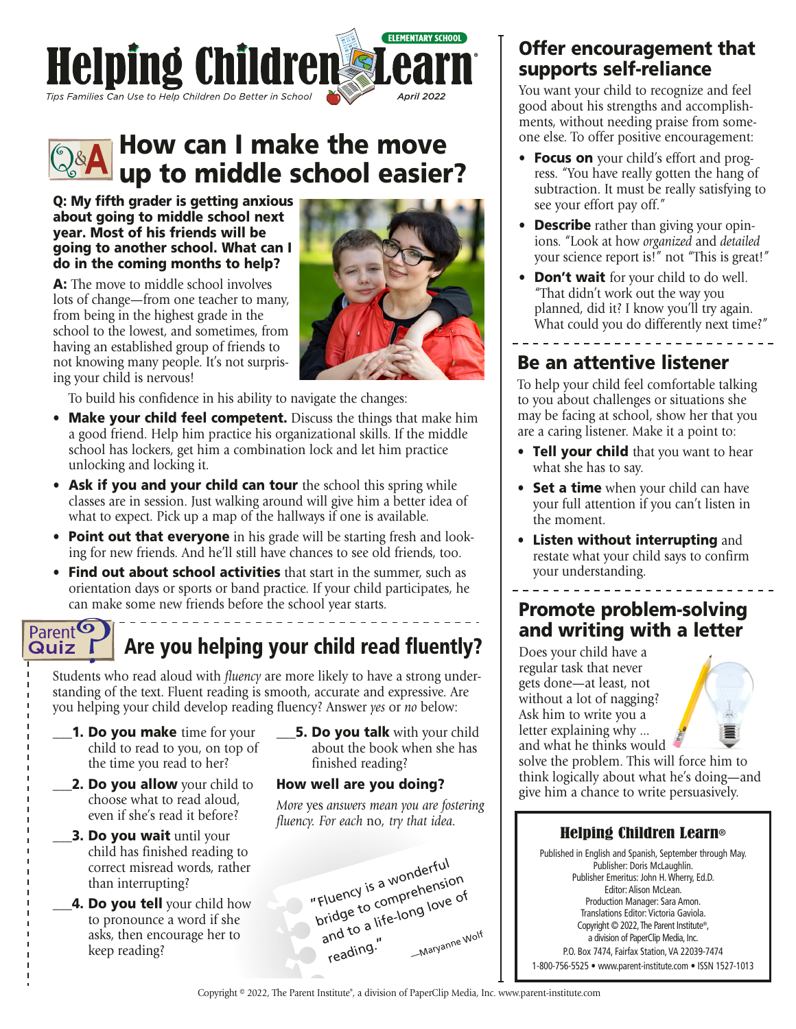# Helping Children Learn

ELEMENTARY SCHOOL

*Tips Families Can Use to Help Children Do Better in School*

*April 2022*

## How can I make the move up to middle school easier?

**Q: My fifth grader is getting anxious about going to middle school next year. Most of his friends will be going to another school. What can I do in the coming months to help?**

**A:** The move to middle school involves lots of change—from one teacher to many, from being in the highest grade in the school to the lowest, and sometimes, from having an established group of friends to not knowing many people. It's not surprising your child is nervous!

To build his confidence in his ability to navigate the changes:

- **Make your child feel competent.** Discuss the things that make him a good friend. Help him practice his organizational skills. If the middle school has lockers, get him a combination lock and let him practice unlocking and locking it.
- **Ask if you and your child can tour** the school this spring while classes are in session. Just walking around will give him a better idea of what to expect. Pick up a map of the hallways if one is available.
- **Point out that everyone** in his grade will be starting fresh and looking for new friends. And he'll still have chances to see old friends, too.
- **Find out about school activities** that start in the summer, such as orientation days or sports or band practice. If your child participates, he can make some new friends before the school year starts.

## Parent Quiz: Are you helping your child read fluently?

Students who read aloud with *fluency* are more likely to have a strong understanding of the text. Fluent reading is smooth, accurate and expressive. Are you helping your child develop reading fluency? Answer *yes* or *no* below:

___**1. Do you make** time for your child to read to you, on top of the time you read to her?

___**2. Do you allow** your child to choose what to read aloud, even if she's read it before?

___**3. Do you wait** until your child has finished reading to correct misread words, rather than interrupting?

___**4. Do you tell** your child how to pronounce a word if she asks, then encourage her to keep reading?

___**5. Do you talk** with your child about the book when she has finished reading?

**How well are you doing?**

*More* yes *answers mean you are fostering fluency. For each* no, *try that idea.*

"Fluency is a wonderful bridge to comprehension and to a life-long love of reading."
—Maryanne Wolf

## Offer encouragement that supports self-reliance

You want your child to recognize and feel good about his strengths and accomplishments, without needing praise from someone else. To offer positive encouragement:

- **Focus on** your child's effort and progress. "You have really gotten the hang of subtraction. It must be really satisfying to see your effort pay off."
- **Describe** rather than giving your opinions. "Look at how *organized* and *detailed* your science report is!" not "This is great!"
- **Don't wait** for your child to do well. "That didn't work out the way you planned, did it? I know you'll try again. What could you do differently next time?"

## Be an attentive listener

To help your child feel comfortable talking to you about challenges or situations she may be facing at school, show her that you are a caring listener. Make it a point to:

- **Tell your child** that you want to hear what she has to say.
- **Set a time** when your child can have your full attention if you can't listen in the moment.
- **Listen without interrupting** and restate what your child says to confirm your understanding.

## Promote problem-solving and writing with a letter

Does your child have a regular task that never gets done—at least, not without a lot of nagging? Ask him to write you a letter explaining why ... and what he thinks would solve the problem. This will force him to think logically about what he's doing—and give him a chance to write persuasively.

**Helping Children Learn®**

Published in English and Spanish, September through May.
Publisher: Doris McLaughlin.
Publisher Emeritus: John H. Wherry, Ed.D.
Editor: Alison McLean.
Production Manager: Sara Amon.
Translations Editor: Victoria Gaviola.
Copyright © 2022, The Parent Institute®, a division of PaperClip Media, Inc.
P.O. Box 7474, Fairfax Station, VA 22039-7474
1-800-756-5525 • www.parent-institute.com • ISSN 1527-1013

Copyright © 2022, The Parent Institute®, a division of PaperClip Media, Inc. www.parent-institute.com